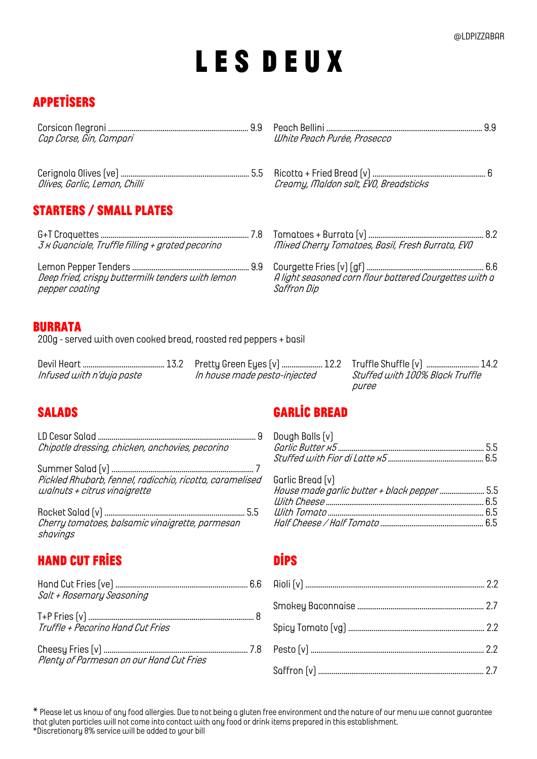@LDPIZZABAR

# LES DEUX

## APPETİSERS

Corsican Negroni ........ 9.9
*Cap Corse, Gin, Campari*

Peach Bellini ........ 9.9
*White Peach Purée, Prosecco*

Cerignola Olives (ve) ........ 5.5
*Olives, Garlic, Lemon, Chilli*

Ricotta + Fried Bread (v) ........ 6
*Creamy, Maldon salt, EVO, Breadsticks*

## STARTERS / SMALL PLATES

G+T Croquettes ........ 7.8
*3 x Guanciale, Truffle filling + grated pecorino*

Tomatoes + Burrata (v) ........ 8.2
*Mixed Cherry Tomatoes, Basil, Fresh Burrata, EVO*

Lemon Pepper Tenders ........ 9.9
*Deep fried, crispy buttermilk tenders with lemon pepper coating*

Courgette Fries (v) (gf) ........ 6.6
*A light seasoned corn flour battered Courgettes with a Saffron Dip*

## BURRATA

200g - served with oven cooked bread, roasted red peppers + basil

Devil Heart ........ 13.2
*Infused with n'duja paste*

Pretty Green Eyes (v) ........ 12.2
*In house made pesto-injected*

Truffle Shuffle (v) ........ 14.2
*Stuffed with 100% Black Truffle puree*

## SALADS

LD Cesar Salad ........ 9
*Chipotle dressing, chicken, anchovies, pecorino*

Summer Salad (v) ........ 7
*Pickled Rhubarb, fennel, radicchio, ricotta, caramelised walnuts + citrus vinaigrette*

Rocket Salad (v) ........ 5.5
*Cherry tomatoes, balsamic vinaigrette, parmesan shavings*

## GARLİC BREAD

Dough Balls (v)
*Garlic Butter x5* ........ 5.5
*Stuffed with Fior di Latte x5* ........ 6.5

Garlic Bread (v)
*House made garlic butter + black pepper* ........ 5.5
*With Cheese* ........ 6.5
*With Tomato* ........ 6.5
*Half Cheese / Half Tomato* ........ 6.5

## HAND CUT FRİES

Hand Cut Fries (ve) ........ 6.6
*Salt + Rosemary Seasoning*

T+P Fries (v) ........ 8
*Truffle + Pecorino Hand Cut Fries*

Cheesy Fries (v) ........ 7.8
*Plenty of Parmesan on our Hand Cut Fries*

## DİPS

Aioli (v) ........ 2.2

Smokey Baconnaise ........ 2.7

Spicy Tomato (vg) ........ 2.2

Pesto (v) ........ 2.2

Saffron (v) ........ 2.7

* Please let us know of any food allergies. Due to not being a gluten free environment and the nature of our menu we cannot guarantee that gluten particles will not come into contact with any food or drink items prepared in this establishment.
*Discretionary 8% service will be added to your bill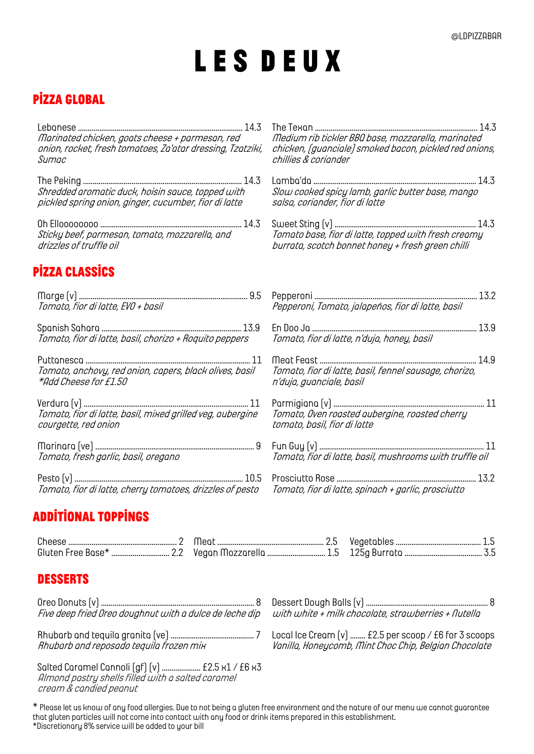@LDPIZZABAR

# LES DEUX

## PİZZA GLOBAL

Lebanese ........ 14.3
*Marinated chicken, goats cheese + parmesan, red onion, rocket, fresh tomatoes, Za'atar dressing, Tzatziki, Sumac*

The Peking ........ 14.3
*Shredded aromatic duck, hoisin sauce, topped with pickled spring onion, ginger, cucumber, fior di latte*

Oh Elloooooooo ........ 14.3
*Sticky beef, parmesan, tomato, mozzarella, and drizzles of truffle oil*

The Texan ........ 14.3
*Medium rib tickler BBQ base, mozzarella, marinated chicken, (guanciale) smoked bacon, pickled red onions, chillies & coriander*

Lamba'da ........ 14.3
*Slow cooked spicy lamb, garlic butter base, mango salsa, coriander, fior di latte*

Sweet Sting (v) ........ 14.3
*Tomato base, fior di latte, topped with fresh creamy burrata, scotch bonnet honey + fresh green chilli*

## PİZZA CLASSİCS

Marge (v) ........ 9.5
*Tomato, fior di latte, EVO + basil*

Spanish Sahara ........ 13.9
*Tomato, fior di latte, basil, chorizo + Roquito peppers*

Puttanesca ........ 11
*Tomato, anchovy, red onion, capers, black olives, basil*
**Add Cheese for £1.50*

Verdura (v) ........ 11
*Tomato, fior di latte, basil, mixed grilled veg, aubergine courgette, red onion*

Marinara (ve) ........ 9
*Tomato, fresh garlic, basil, oregano*

Pesto (v) ........ 10.5
*Tomato, fior di latte, cherry tomatoes, drizzles of pesto*

Pepperoni ........ 13.2
*Pepperoni, Tomato, jalapeños, fior di latte, basil*

En Doo Ja ........ 13.9
*Tomato, fior di latte, n'duja, honey, basil*

Meat Feast ........ 14.9
*Tomato, fior di latte, basil, fennel sausage, chorizo, n'duja, guanciale, basil*

Parmigiana (v) ........ 11
*Tomato, Oven roasted aubergine, roasted cherry tomato, basil, fior di latte*

Fun Guy (v) ........ 11
*Tomato, fior di latte, basil, mushrooms with truffle oil*

Prosciutto Rose ........ 13.2
*Tomato, fior di latte, spinach + garlic, prosciutto*

## ADDİTİONAL TOPPİNGS

| | | | | | |
|---|---|---|---|---|---|
| Cheese | 2 | Meat | 2.5 | Vegetables | 1.5 |
| Gluten Free Base* | 2.2 | Vegan Mozzarella | 1.5 | 125g Burrata | 3.5 |

## DESSERTS

Oreo Donuts (v) ........ 8
*Five deep fried Oreo doughnut with a dulce de leche dip*

Rhubarb and tequila granita (ve) ........ 7
*Rhubarb and reposado tequila frozen mix*

Salted Caramel Cannoli (gf) (v) ........ £2.5 x1 / £6 x3
*Almond pastry shells filled with a salted caramel cream & candied peanut*

Dessert Dough Balls (v) ........ 8
*with white + milk chocolate, strawberries + Nutella*

Local Ice Cream (v) ........ £2.5 per scoop / £6 for 3 scoops
*Vanilla, Honeycomb, Mint Choc Chip, Belgian Chocolate*

\* Please let us know of any food allergies. Due to not being a gluten free environment and the nature of our menu we cannot guarantee that gluten particles will not come into contact with any food or drink items prepared in this establishment.
*Discretionary 8% service will be added to your bill